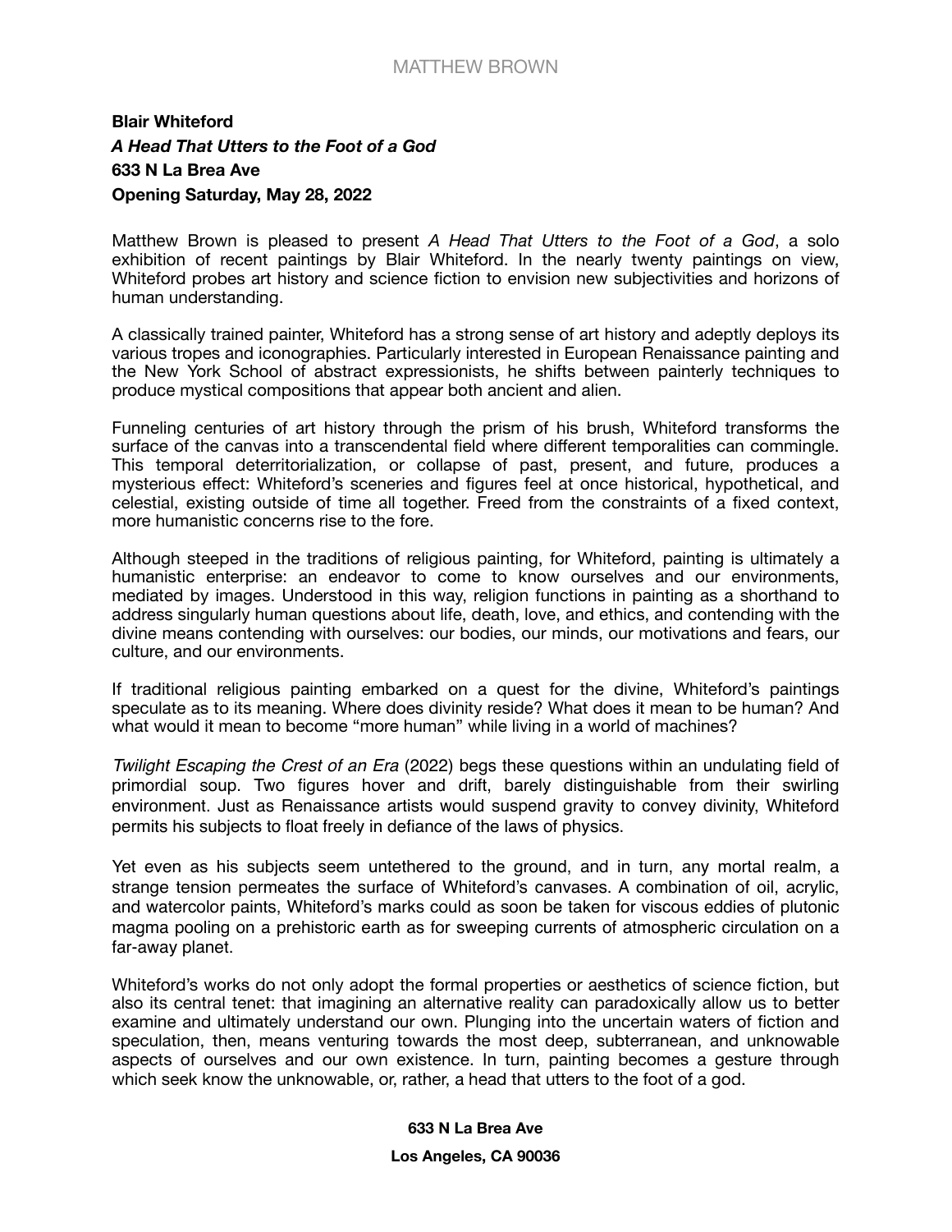MATTHEW BROWN

**Blair Whiteford**
***A Head That Utters to the Foot of a God***
**633 N La Brea Ave**
**Opening Saturday, May 28, 2022**

Matthew Brown is pleased to present *A Head That Utters to the Foot of a God*, a solo exhibition of recent paintings by Blair Whiteford. In the nearly twenty paintings on view, Whiteford probes art history and science fiction to envision new subjectivities and horizons of human understanding.

A classically trained painter, Whiteford has a strong sense of art history and adeptly deploys its various tropes and iconographies. Particularly interested in European Renaissance painting and the New York School of abstract expressionists, he shifts between painterly techniques to produce mystical compositions that appear both ancient and alien.

Funneling centuries of art history through the prism of his brush, Whiteford transforms the surface of the canvas into a transcendental field where different temporalities can commingle. This temporal deterritorialization, or collapse of past, present, and future, produces a mysterious effect: Whiteford's sceneries and figures feel at once historical, hypothetical, and celestial, existing outside of time all together. Freed from the constraints of a fixed context, more humanistic concerns rise to the fore.

Although steeped in the traditions of religious painting, for Whiteford, painting is ultimately a humanistic enterprise: an endeavor to come to know ourselves and our environments, mediated by images. Understood in this way, religion functions in painting as a shorthand to address singularly human questions about life, death, love, and ethics, and contending with the divine means contending with ourselves: our bodies, our minds, our motivations and fears, our culture, and our environments.

If traditional religious painting embarked on a quest for the divine, Whiteford's paintings speculate as to its meaning. Where does divinity reside? What does it mean to be human? And what would it mean to become "more human" while living in a world of machines?

*Twilight Escaping the Crest of an Era* (2022) begs these questions within an undulating field of primordial soup. Two figures hover and drift, barely distinguishable from their swirling environment. Just as Renaissance artists would suspend gravity to convey divinity, Whiteford permits his subjects to float freely in defiance of the laws of physics.

Yet even as his subjects seem untethered to the ground, and in turn, any mortal realm, a strange tension permeates the surface of Whiteford's canvases. A combination of oil, acrylic, and watercolor paints, Whiteford's marks could as soon be taken for viscous eddies of plutonic magma pooling on a prehistoric earth as for sweeping currents of atmospheric circulation on a far-away planet.

Whiteford's works do not only adopt the formal properties or aesthetics of science fiction, but also its central tenet: that imagining an alternative reality can paradoxically allow us to better examine and ultimately understand our own. Plunging into the uncertain waters of fiction and speculation, then, means venturing towards the most deep, subterranean, and unknowable aspects of ourselves and our own existence. In turn, painting becomes a gesture through which seek know the unknowable, or, rather, a head that utters to the foot of a god.

**633 N La Brea Ave**

**Los Angeles, CA 90036**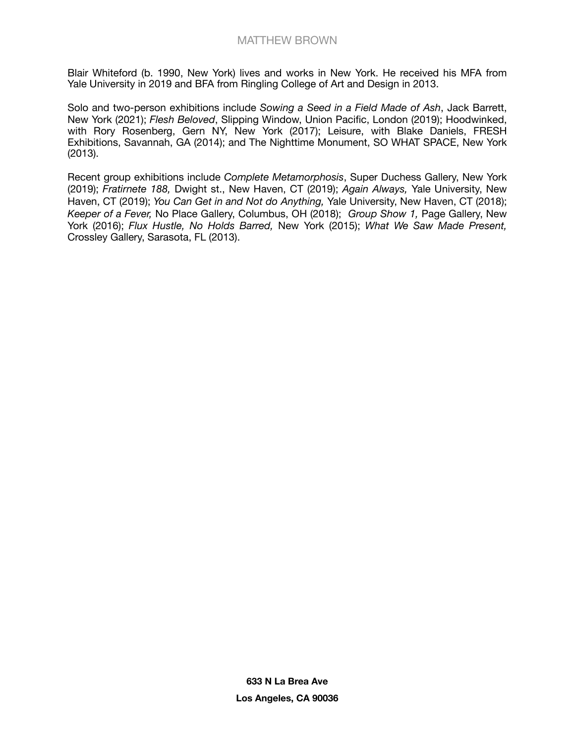Blair Whiteford (b. 1990, New York) lives and works in New York. He received his MFA from Yale University in 2019 and BFA from Ringling College of Art and Design in 2013.

Solo and two-person exhibitions include *Sowing a Seed in a Field Made of Ash*, Jack Barrett, New York (2021); *Flesh Beloved*, Slipping Window, Union Pacific, London (2019); Hoodwinked, with Rory Rosenberg, Gern NY, New York (2017); Leisure, with Blake Daniels, FRESH Exhibitions, Savannah, GA (2014); and The Nighttime Monument, SO WHAT SPACE, New York (2013).

Recent group exhibitions include *Complete Metamorphosis*, Super Duchess Gallery, New York (2019); *Fratirnete 188,* Dwight st., New Haven, CT (2019); *Again Always,* Yale University, New Haven, CT (2019); *You Can Get in and Not do Anything,* Yale University, New Haven, CT (2018); *Keeper of a Fever,* No Place Gallery, Columbus, OH (2018); *Group Show 1,* Page Gallery, New York (2016); *Flux Hustle, No Holds Barred,* New York (2015); *What We Saw Made Present,* Crossley Gallery, Sarasota, FL (2013).